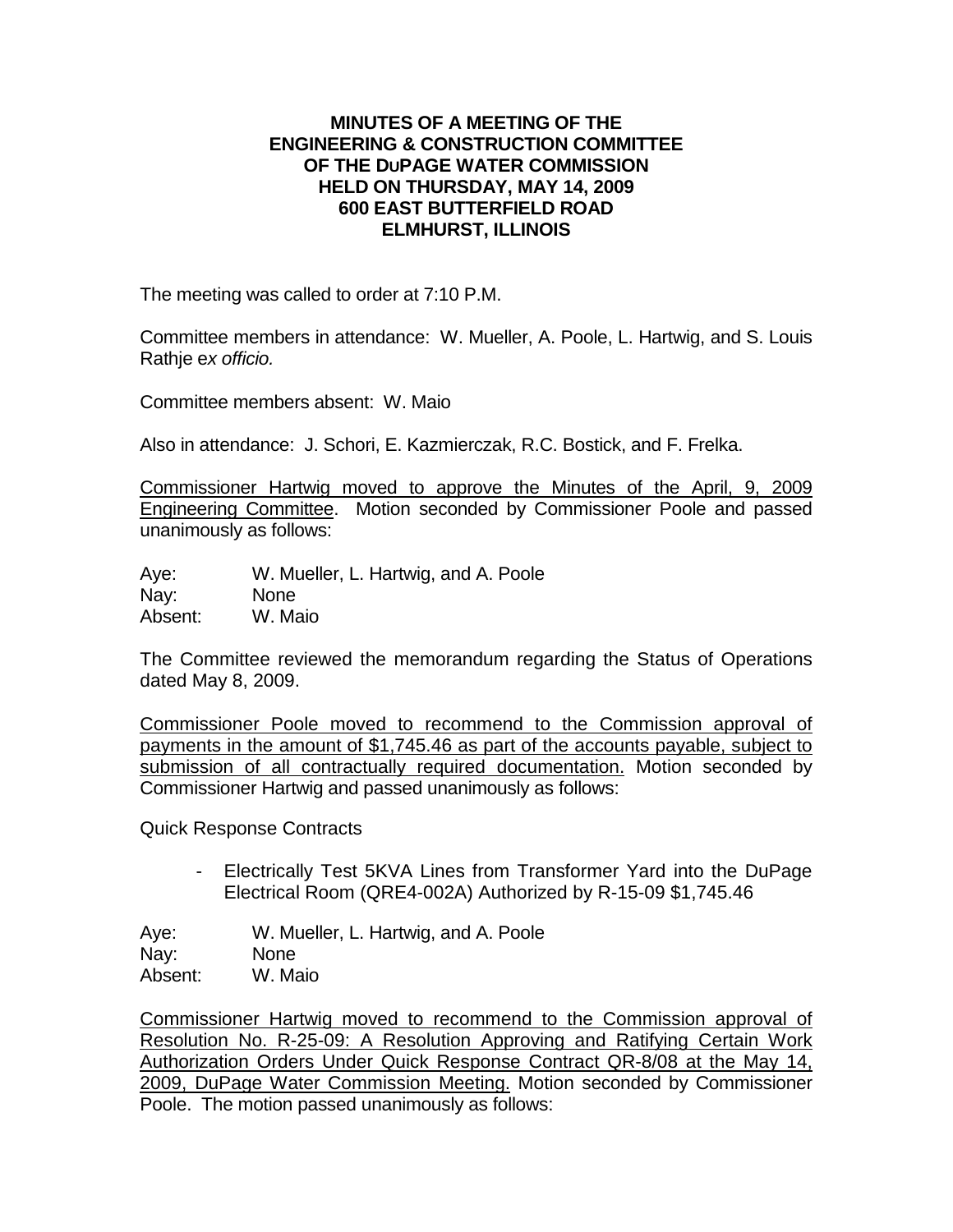**MINUTES OF A MEETING OF THE ENGINEERING & CONSTRUCTION COMMITTEE OF THE DUPAGE WATER COMMISSION HELD ON THURSDAY, MAY 14, 2009 600 EAST BUTTERFIELD ROAD ELMHURST, ILLINOIS**

The meeting was called to order at 7:10 P.M.

Committee members in attendance: W. Mueller, A. Poole, L. Hartwig, and S. Louis Rathje e*x officio.*

Committee members absent: W. Maio

Also in attendance: J. Schori, E. Kazmierczak, R.C. Bostick, and F. Frelka.

<u>Commissioner Hartwig moved to approve the Minutes of the April, 9, 2009 Engineering Committee</u>. Motion seconded by Commissioner Poole and passed unanimously as follows:

Aye: W. Mueller, L. Hartwig, and A. Poole
Nay: None
Absent: W. Maio

The Committee reviewed the memorandum regarding the Status of Operations dated May 8, 2009.

<u>Commissioner Poole moved to recommend to the Commission approval of payments in the amount of $1,745.46 as part of the accounts payable, subject to submission of all contractually required documentation.</u> Motion seconded by Commissioner Hartwig and passed unanimously as follows:

Quick Response Contracts

- Electrically Test 5KVA Lines from Transformer Yard into the DuPage Electrical Room (QRE4-002A) Authorized by R-15-09 $1,745.46

Aye: W. Mueller, L. Hartwig, and A. Poole
Nay: None
Absent: W. Maio

<u>Commissioner Hartwig moved to recommend to the Commission approval of Resolution No. R-25-09: A Resolution Approving and Ratifying Certain Work Authorization Orders Under Quick Response Contract QR-8/08 at the May 14, 2009, DuPage Water Commission Meeting.</u> Motion seconded by Commissioner Poole. The motion passed unanimously as follows: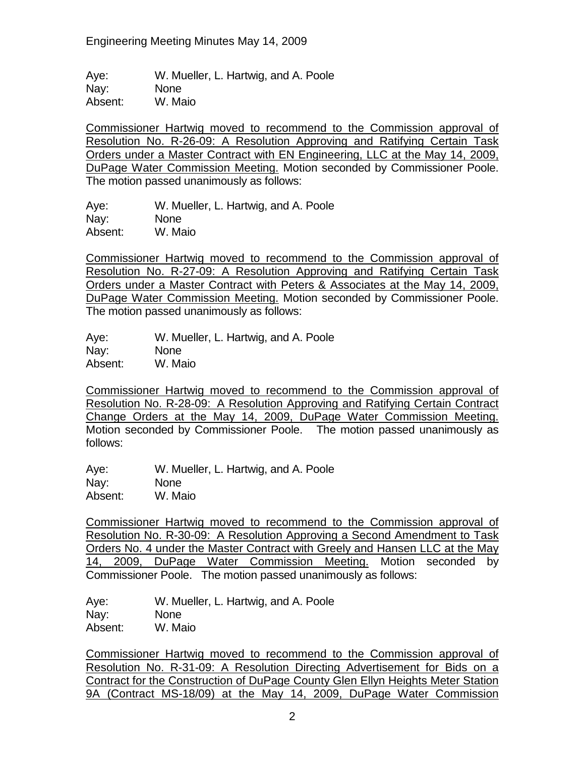Aye: W. Mueller, L. Hartwig, and A. Poole
Nay: None
Absent: W. Maio

<u>Commissioner Hartwig moved to recommend to the Commission approval of Resolution No. R-26-09: A Resolution Approving and Ratifying Certain Task Orders under a Master Contract with EN Engineering, LLC at the May 14, 2009, DuPage Water Commission Meeting.</u> Motion seconded by Commissioner Poole. The motion passed unanimously as follows:

Aye: W. Mueller, L. Hartwig, and A. Poole
Nay: None
Absent: W. Maio

<u>Commissioner Hartwig moved to recommend to the Commission approval of Resolution No. R-27-09: A Resolution Approving and Ratifying Certain Task Orders under a Master Contract with Peters & Associates at the May 14, 2009, DuPage Water Commission Meeting.</u> Motion seconded by Commissioner Poole. The motion passed unanimously as follows:

Aye: W. Mueller, L. Hartwig, and A. Poole
Nay: None
Absent: W. Maio

<u>Commissioner Hartwig moved to recommend to the Commission approval of Resolution No. R-28-09: A Resolution Approving and Ratifying Certain Contract Change Orders at the May 14, 2009, DuPage Water Commission Meeting.</u> Motion seconded by Commissioner Poole. The motion passed unanimously as follows:

Aye: W. Mueller, L. Hartwig, and A. Poole
Nay: None
Absent: W. Maio

<u>Commissioner Hartwig moved to recommend to the Commission approval of Resolution No. R-30-09: A Resolution Approving a Second Amendment to Task Orders No. 4 under the Master Contract with Greely and Hansen LLC at the May 14, 2009, DuPage Water Commission Meeting.</u> Motion seconded by Commissioner Poole. The motion passed unanimously as follows:

Aye: W. Mueller, L. Hartwig, and A. Poole
Nay: None
Absent: W. Maio

<u>Commissioner Hartwig moved to recommend to the Commission approval of Resolution No. R-31-09: A Resolution Directing Advertisement for Bids on a Contract for the Construction of DuPage County Glen Ellyn Heights Meter Station 9A (Contract MS-18/09) at the May 14, 2009, DuPage Water Commission</u>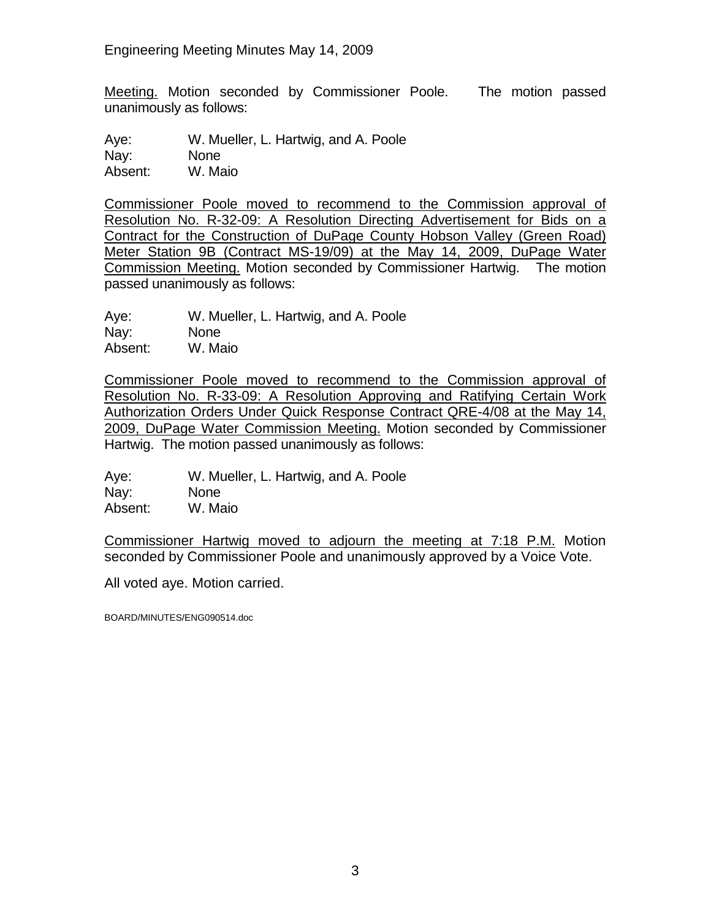Meeting. Motion seconded by Commissioner Poole. The motion passed unanimously as follows:

Aye: W. Mueller, L. Hartwig, and A. Poole
Nay: None
Absent: W. Maio

Commissioner Poole moved to recommend to the Commission approval of Resolution No. R-32-09: A Resolution Directing Advertisement for Bids on a Contract for the Construction of DuPage County Hobson Valley (Green Road) Meter Station 9B (Contract MS-19/09) at the May 14, 2009, DuPage Water Commission Meeting. Motion seconded by Commissioner Hartwig. The motion passed unanimously as follows:

Aye: W. Mueller, L. Hartwig, and A. Poole
Nay: None
Absent: W. Maio

Commissioner Poole moved to recommend to the Commission approval of Resolution No. R-33-09: A Resolution Approving and Ratifying Certain Work Authorization Orders Under Quick Response Contract QRE-4/08 at the May 14, 2009, DuPage Water Commission Meeting. Motion seconded by Commissioner Hartwig. The motion passed unanimously as follows:

Aye: W. Mueller, L. Hartwig, and A. Poole
Nay: None
Absent: W. Maio

Commissioner Hartwig moved to adjourn the meeting at 7:18 P.M. Motion seconded by Commissioner Poole and unanimously approved by a Voice Vote.

All voted aye. Motion carried.

BOARD/MINUTES/ENG090514.doc